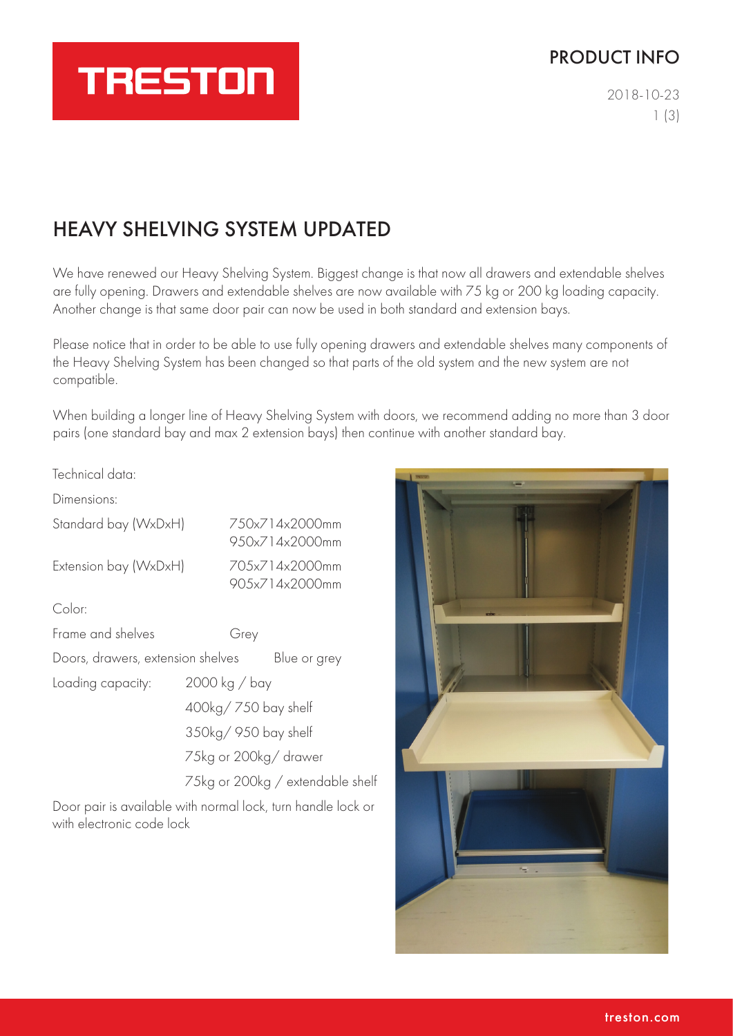TRESTON

PRODUCT INFO

2018-10-23

# HEAVY SHELVING SYSTEM UPDATED

We have renewed our Heavy Shelving System. Biggest change is that now all drawers and extendable shelves are fully opening. Drawers and extendable shelves are now available with 75 kg or 200 kg loading capacity. Another change is that same door pair can now be used in both standard and extension bays.

Please notice that in order to be able to use fully opening drawers and extendable shelves many components of the Heavy Shelving System has been changed so that parts of the old system and the new system are not compatible.

When building a longer line of Heavy Shelving System with doors, we recommend adding no more than 3 door pairs (one standard bay and max 2 extension bays) then continue with another standard bay.

Technical data:

Dimensions:

| | |
|---|---|
| Standard bay (WxDxH) | 750x714x2000mm<br>950x714x2000mm |
| Extension bay (WxDxH) | 705x714x2000mm<br>905x714x2000mm |

Color:

| | |
|---|---|
| Frame and shelves | Grey |
| Doors, drawers, extension shelves | Blue or grey |

| | |
|---|---|
| Loading capacity: | 2000 kg / bay |
| | 400kg/ 750 bay shelf |
| | 350kg/ 950 bay shelf |
| | 75kg or 200kg/ drawer |
| | 75kg or 200kg / extendable shelf |

Door pair is available with normal lock, turn handle lock or with electronic code lock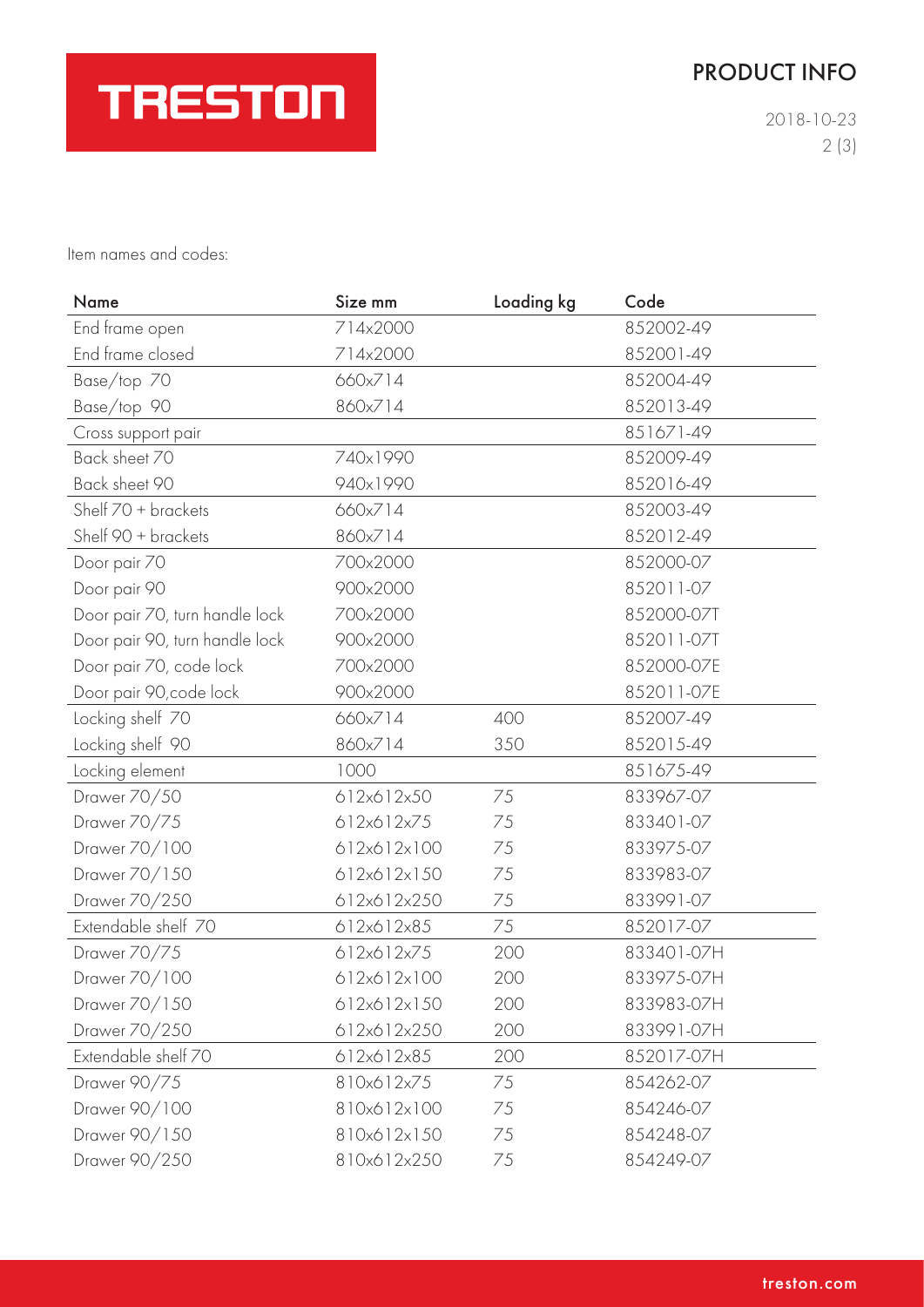Item names and codes:

| Name | Size mm | Loading kg | Code |
|---|---|---|---|
| End frame open | 714x2000 | | 852002-49 |
| End frame closed | 714x2000 | | 852001-49 |
| Base/top 70 | 660x714 | | 852004-49 |
| Base/top 90 | 860x714 | | 852013-49 |
| Cross support pair | | | 851671-49 |
| Back sheet 70 | 740x1990 | | 852009-49 |
| Back sheet 90 | 940x1990 | | 852016-49 |
| Shelf 70 + brackets | 660x714 | | 852003-49 |
| Shelf 90 + brackets | 860x714 | | 852012-49 |
| Door pair 70 | 700x2000 | | 852000-07 |
| Door pair 90 | 900x2000 | | 852011-07 |
| Door pair 70, turn handle lock | 700x2000 | | 852000-07T |
| Door pair 90, turn handle lock | 900x2000 | | 852011-07T |
| Door pair 70, code lock | 700x2000 | | 852000-07E |
| Door pair 90,code lock | 900x2000 | | 852011-07E |
| Locking shelf 70 | 660x714 | 400 | 852007-49 |
| Locking shelf 90 | 860x714 | 350 | 852015-49 |
| Locking element | 1000 | | 851675-49 |
| Drawer 70/50 | 612x612x50 | 75 | 833967-07 |
| Drawer 70/75 | 612x612x75 | 75 | 833401-07 |
| Drawer 70/100 | 612x612x100 | 75 | 833975-07 |
| Drawer 70/150 | 612x612x150 | 75 | 833983-07 |
| Drawer 70/250 | 612x612x250 | 75 | 833991-07 |
| Extendable shelf 70 | 612x612x85 | 75 | 852017-07 |
| Drawer 70/75 | 612x612x75 | 200 | 833401-07H |
| Drawer 70/100 | 612x612x100 | 200 | 833975-07H |
| Drawer 70/150 | 612x612x150 | 200 | 833983-07H |
| Drawer 70/250 | 612x612x250 | 200 | 833991-07H |
| Extendable shelf 70 | 612x612x85 | 200 | 852017-07H |
| Drawer 90/75 | 810x612x75 | 75 | 854262-07 |
| Drawer 90/100 | 810x612x100 | 75 | 854246-07 |
| Drawer 90/150 | 810x612x150 | 75 | 854248-07 |
| Drawer 90/250 | 810x612x250 | 75 | 854249-07 |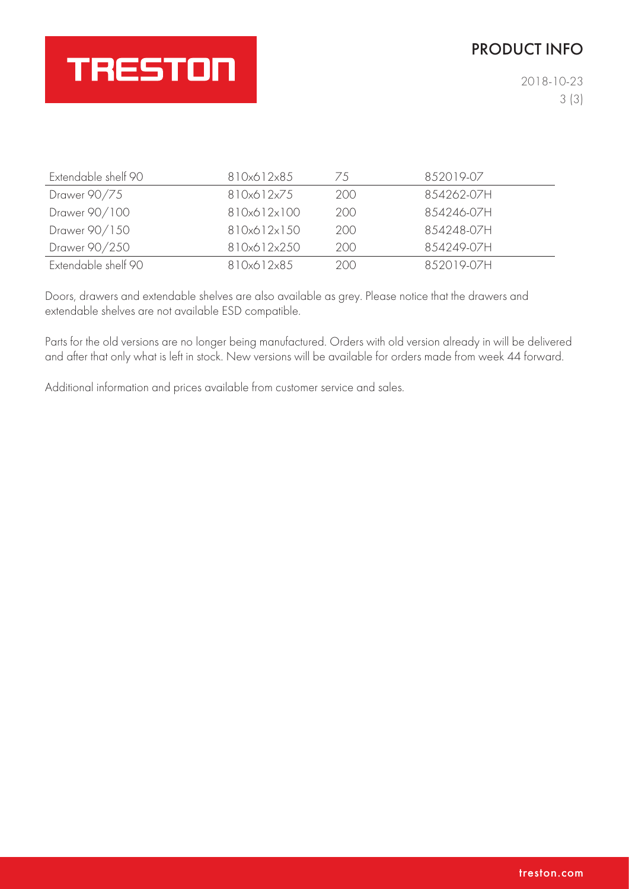| | | | |
|---|---|---|---|
| Extendable shelf 90 | 810x612x85 | 75 | 852019-07 |
| Drawer 90/75 | 810x612x75 | 200 | 854262-07H |
| Drawer 90/100 | 810x612x100 | 200 | 854246-07H |
| Drawer 90/150 | 810x612x150 | 200 | 854248-07H |
| Drawer 90/250 | 810x612x250 | 200 | 854249-07H |
| Extendable shelf 90 | 810x612x85 | 200 | 852019-07H |

Doors, drawers and extendable shelves are also available as grey. Please notice that the drawers and extendable shelves are not available ESD compatible.

Parts for the old versions are no longer being manufactured. Orders with old version already in will be delivered and after that only what is left in stock. New versions will be available for orders made from week 44 forward.

Additional information and prices available from customer service and sales.